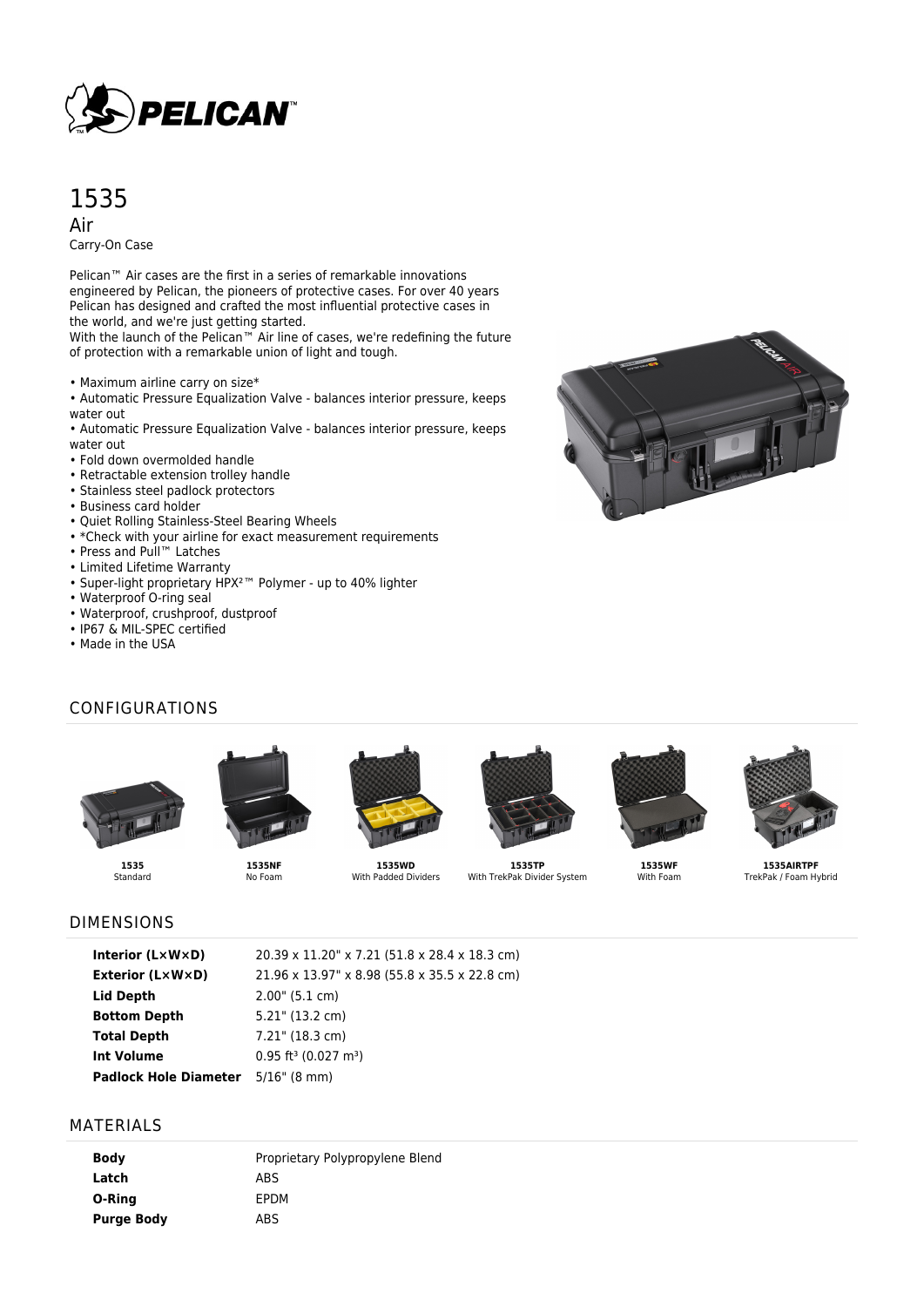# 1535

## Air

Carry-On Case

Pelican™ Air cases are the first in a series of remarkable innovations engineered by Pelican, the pioneers of protective cases. For over 40 years Pelican has designed and crafted the most influential protective cases in the world, and we're just getting started.
With the launch of the Pelican™ Air line of cases, we're redefining the future of protection with a remarkable union of light and tough.

- Maximum airline carry on size*
- Automatic Pressure Equalization Valve - balances interior pressure, keeps water out
- Automatic Pressure Equalization Valve - balances interior pressure, keeps water out
- Fold down overmolded handle
- Retractable extension trolley handle
- Stainless steel padlock protectors
- Business card holder
- Quiet Rolling Stainless-Steel Bearing Wheels
- *Check with your airline for exact measurement requirements
- Press and Pull™ Latches
- Limited Lifetime Warranty
- Super-light proprietary HPX²™ Polymer - up to 40% lighter
- Waterproof O-ring seal
- Waterproof, crushproof, dustproof
- IP67 & MIL-SPEC certified
- Made in the USA

## CONFIGURATIONS

**1535**
Standard

**1535NF**
No Foam

**1535WD**
With Padded Dividers

**1535TP**
With TrekPak Divider System

**1535WF**
With Foam

**1535AIRTPF**
TrekPak / Foam Hybrid

## DIMENSIONS

| | |
|---|---|
| **Interior (L×W×D)** | 20.39 x 11.20" x 7.21 (51.8 x 28.4 x 18.3 cm) |
| **Exterior (L×W×D)** | 21.96 x 13.97" x 8.98 (55.8 x 35.5 x 22.8 cm) |
| **Lid Depth** | 2.00" (5.1 cm) |
| **Bottom Depth** | 5.21" (13.2 cm) |
| **Total Depth** | 7.21" (18.3 cm) |
| **Int Volume** | 0.95 ft³ (0.027 m³) |
| **Padlock Hole Diameter** | 5/16" (8 mm) |

## MATERIALS

| | |
|---|---|
| **Body** | Proprietary Polypropylene Blend |
| **Latch** | ABS |
| **O-Ring** | EPDM |
| **Purge Body** | ABS |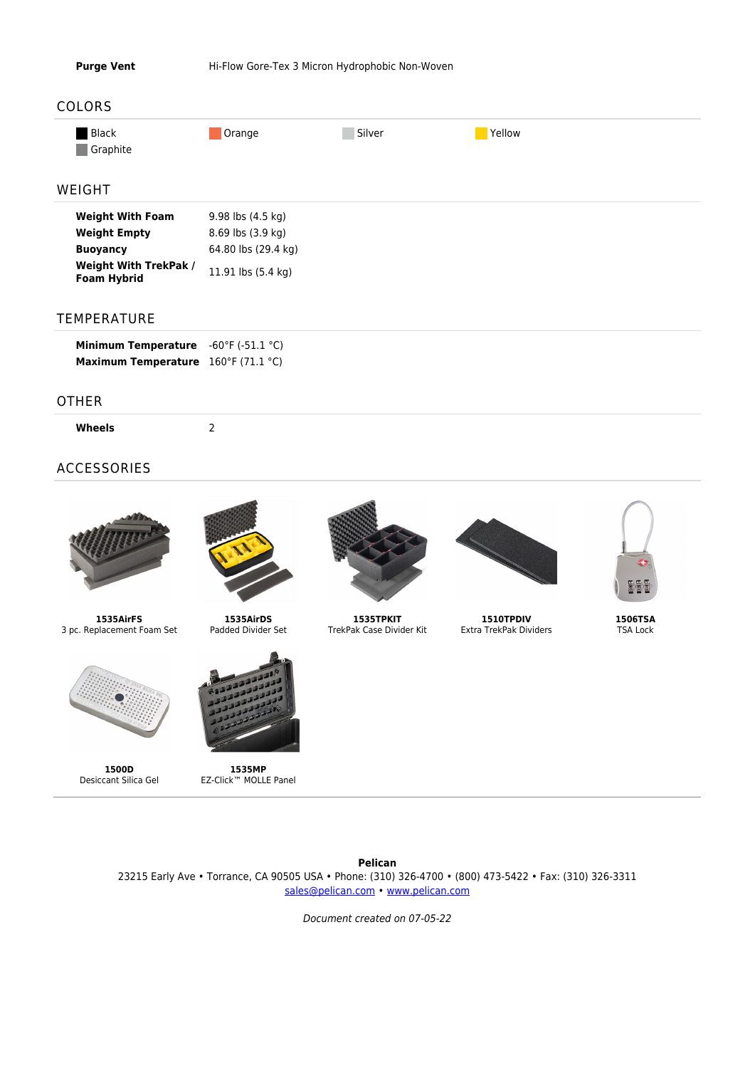| | |
|---|---|
| **Purge Vent** | Hi-Flow Gore-Tex 3 Micron Hydrophobic Non-Woven |

## COLORS

| | | | |
|---|---|---|---|
| Black | Orange | Silver | Yellow |
| Graphite | | | |

## WEIGHT

| | |
|---|---|
| **Weight With Foam** | 9.98 lbs (4.5 kg) |
| **Weight Empty** | 8.69 lbs (3.9 kg) |
| **Buoyancy** | 64.80 lbs (29.4 kg) |
| **Weight With TrekPak / Foam Hybrid** | 11.91 lbs (5.4 kg) |

## TEMPERATURE

| | |
|---|---|
| **Minimum Temperature** | -60°F (-51.1 °C) |
| **Maximum Temperature** | 160°F (71.1 °C) |

## OTHER

| | |
|---|---|
| **Wheels** | 2 |

## ACCESSORIES

**1535AirFS**
3 pc. Replacement Foam Set

**1535AirDS**
Padded Divider Set

**1535TPKIT**
TrekPak Case Divider Kit

**1510TPDIV**
Extra TrekPak Dividers

**1506TSA**
TSA Lock

**1500D**
Desiccant Silica Gel

**1535MP**
EZ-Click™ MOLLE Panel

**Pelican**
23215 Early Ave • Torrance, CA 90505 USA • Phone: (310) 326-4700 • (800) 473-5422 • Fax: (310) 326-3311
sales@pelican.com • www.pelican.com

*Document created on 07-05-22*